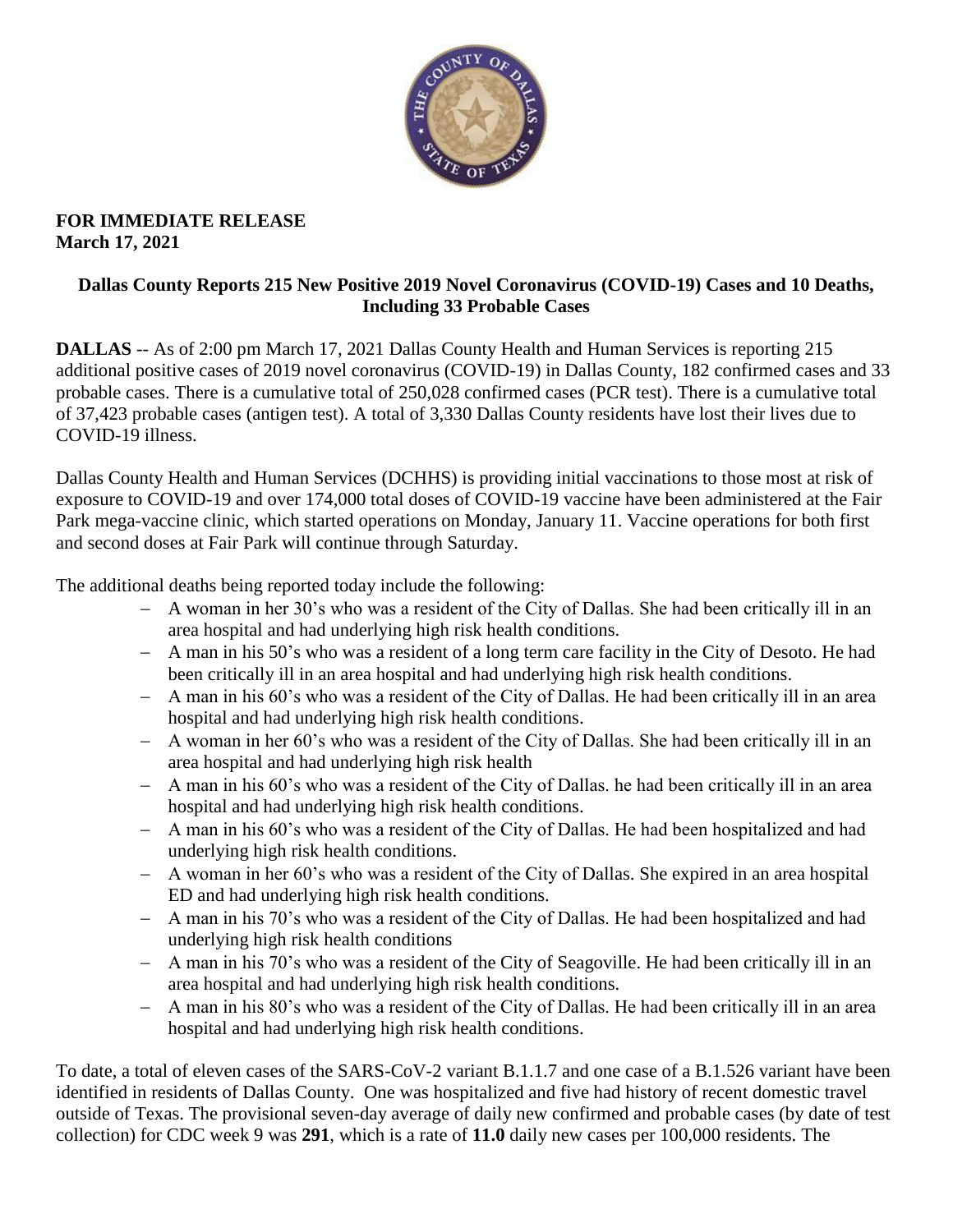**FOR IMMEDIATE RELEASE**
**March 17, 2021**

## Dallas County Reports 215 New Positive 2019 Novel Coronavirus (COVID-19) Cases and 10 Deaths, Including 33 Probable Cases

**DALLAS** -- As of 2:00 pm March 17, 2021 Dallas County Health and Human Services is reporting 215 additional positive cases of 2019 novel coronavirus (COVID-19) in Dallas County, 182 confirmed cases and 33 probable cases. There is a cumulative total of 250,028 confirmed cases (PCR test). There is a cumulative total of 37,423 probable cases (antigen test). A total of 3,330 Dallas County residents have lost their lives due to COVID-19 illness.

Dallas County Health and Human Services (DCHHS) is providing initial vaccinations to those most at risk of exposure to COVID-19 and over 174,000 total doses of COVID-19 vaccine have been administered at the Fair Park mega-vaccine clinic, which started operations on Monday, January 11. Vaccine operations for both first and second doses at Fair Park will continue through Saturday.

The additional deaths being reported today include the following:

- A woman in her 30's who was a resident of the City of Dallas. She had been critically ill in an area hospital and had underlying high risk health conditions.
- A man in his 50's who was a resident of a long term care facility in the City of Desoto. He had been critically ill in an area hospital and had underlying high risk health conditions.
- A man in his 60's who was a resident of the City of Dallas. He had been critically ill in an area hospital and had underlying high risk health conditions.
- A woman in her 60's who was a resident of the City of Dallas. She had been critically ill in an area hospital and had underlying high risk health
- A man in his 60's who was a resident of the City of Dallas. he had been critically ill in an area hospital and had underlying high risk health conditions.
- A man in his 60's who was a resident of the City of Dallas. He had been hospitalized and had underlying high risk health conditions.
- A woman in her 60's who was a resident of the City of Dallas. She expired in an area hospital ED and had underlying high risk health conditions.
- A man in his 70's who was a resident of the City of Dallas. He had been hospitalized and had underlying high risk health conditions
- A man in his 70's who was a resident of the City of Seagoville. He had been critically ill in an area hospital and had underlying high risk health conditions.
- A man in his 80's who was a resident of the City of Dallas. He had been critically ill in an area hospital and had underlying high risk health conditions.

To date, a total of eleven cases of the SARS-CoV-2 variant B.1.1.7 and one case of a B.1.526 variant have been identified in residents of Dallas County. One was hospitalized and five had history of recent domestic travel outside of Texas. The provisional seven-day average of daily new confirmed and probable cases (by date of test collection) for CDC week 9 was **291**, which is a rate of **11.0** daily new cases per 100,000 residents. The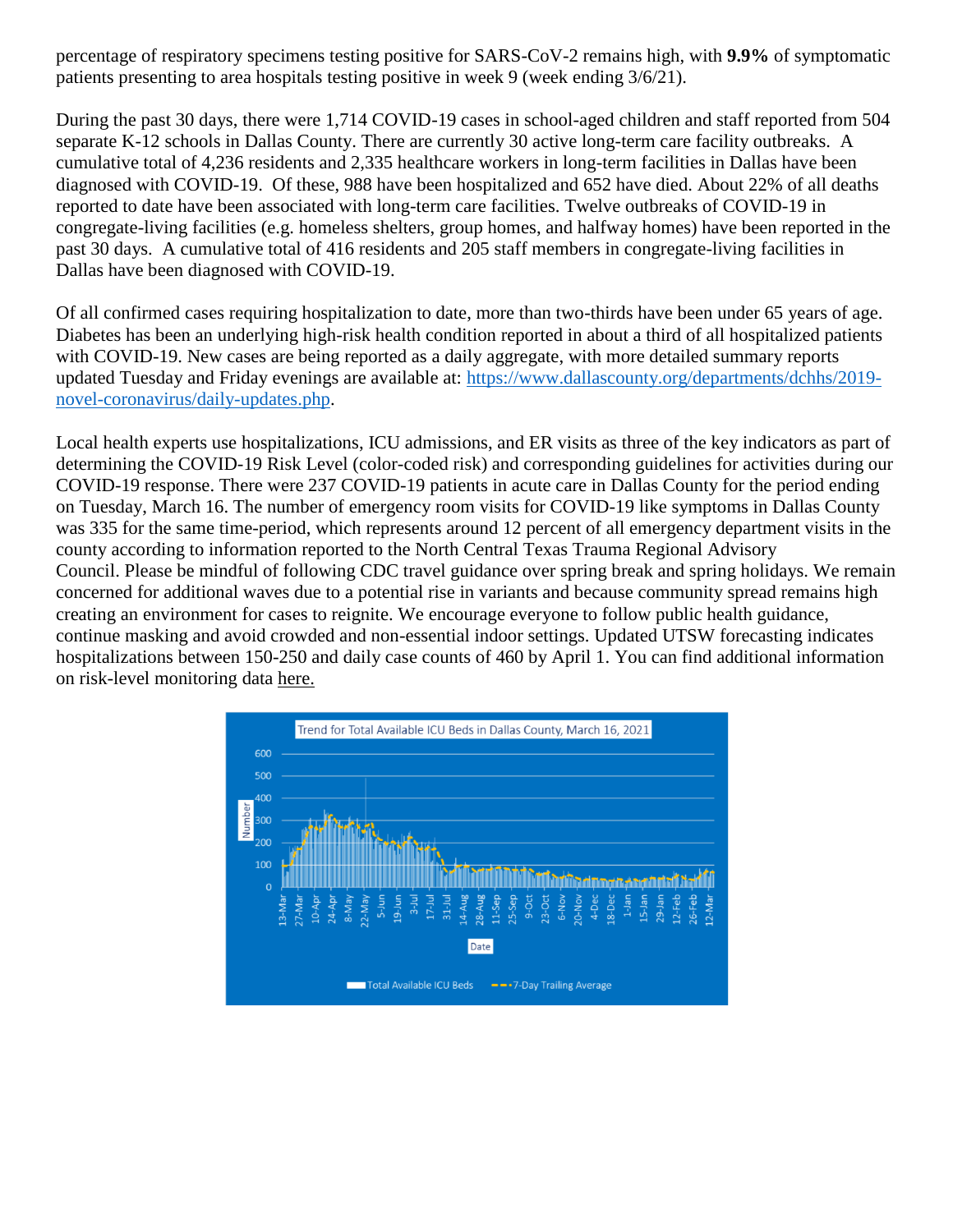percentage of respiratory specimens testing positive for SARS-CoV-2 remains high, with **9.9%** of symptomatic patients presenting to area hospitals testing positive in week 9 (week ending 3/6/21).

During the past 30 days, there were 1,714 COVID-19 cases in school-aged children and staff reported from 504 separate K-12 schools in Dallas County. There are currently 30 active long-term care facility outbreaks. A cumulative total of 4,236 residents and 2,335 healthcare workers in long-term facilities in Dallas have been diagnosed with COVID-19. Of these, 988 have been hospitalized and 652 have died. About 22% of all deaths reported to date have been associated with long-term care facilities. Twelve outbreaks of COVID-19 in congregate-living facilities (e.g. homeless shelters, group homes, and halfway homes) have been reported in the past 30 days. A cumulative total of 416 residents and 205 staff members in congregate-living facilities in Dallas have been diagnosed with COVID-19.

Of all confirmed cases requiring hospitalization to date, more than two-thirds have been under 65 years of age. Diabetes has been an underlying high-risk health condition reported in about a third of all hospitalized patients with COVID-19. New cases are being reported as a daily aggregate, with more detailed summary reports updated Tuesday and Friday evenings are available at: [https://www.dallascounty.org/departments/dchhs/2019-novel-coronavirus/daily-updates.php](https://www.dallascounty.org/departments/dchhs/2019-novel-coronavirus/daily-updates.php).

Local health experts use hospitalizations, ICU admissions, and ER visits as three of the key indicators as part of determining the COVID-19 Risk Level (color-coded risk) and corresponding guidelines for activities during our COVID-19 response. There were 237 COVID-19 patients in acute care in Dallas County for the period ending on Tuesday, March 16. The number of emergency room visits for COVID-19 like symptoms in Dallas County was 335 for the same time-period, which represents around 12 percent of all emergency department visits in the county according to information reported to the North Central Texas Trauma Regional Advisory Council. Please be mindful of following CDC travel guidance over spring break and spring holidays. We remain concerned for additional waves due to a potential rise in variants and because community spread remains high creating an environment for cases to reignite. We encourage everyone to follow public health guidance, continue masking and avoid crowded and non-essential indoor settings. Updated UTSW forecasting indicates hospitalizations between 150-250 and daily case counts of 460 by April 1. You can find additional information on risk-level monitoring data here.

Trend for Total Available ICU Beds in Dallas County, March 16, 2021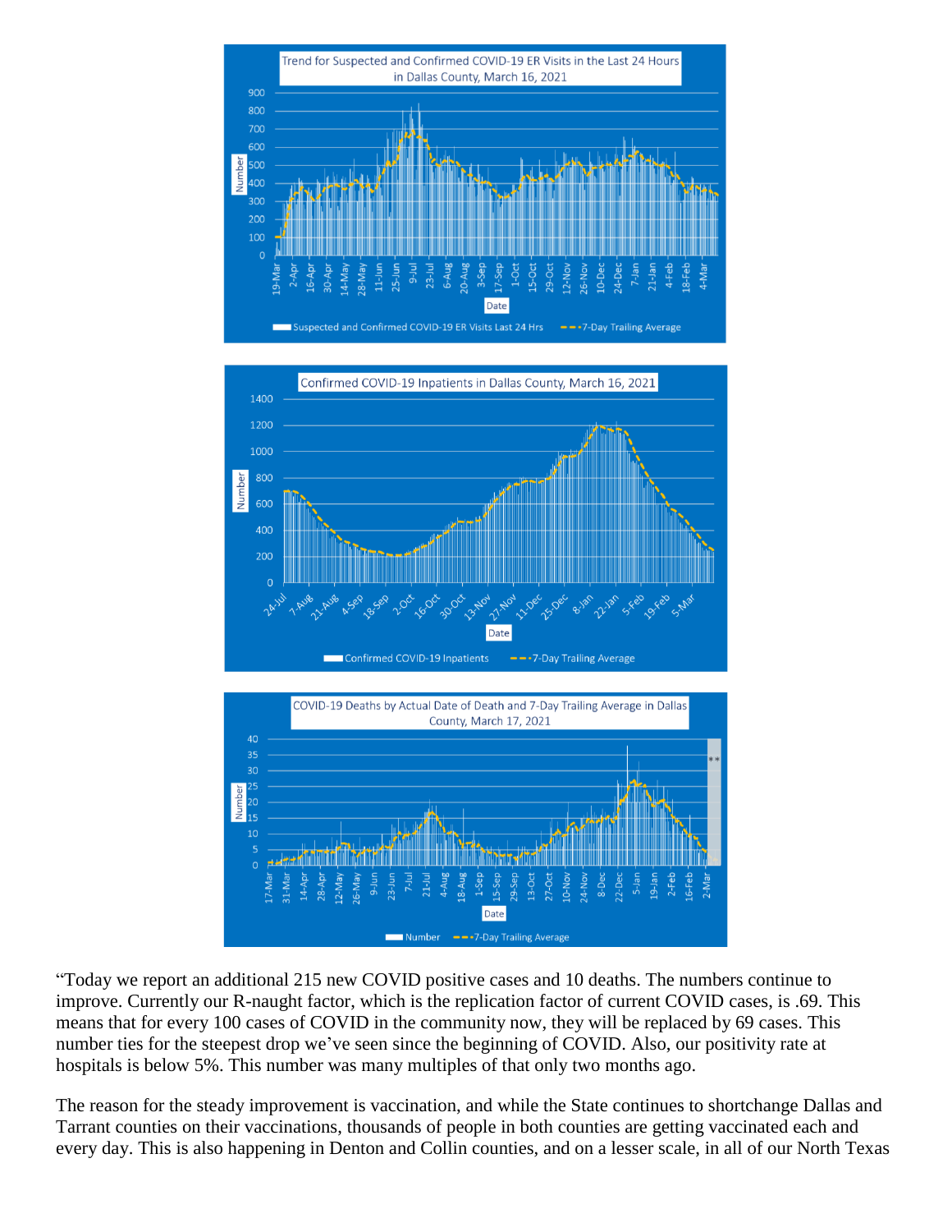“Today we report an additional 215 new COVID positive cases and 10 deaths. The numbers continue to improve. Currently our R-naught factor, which is the replication factor of current COVID cases, is .69. This means that for every 100 cases of COVID in the community now, they will be replaced by 69 cases. This number ties for the steepest drop we’ve seen since the beginning of COVID. Also, our positivity rate at hospitals is below 5%. This number was many multiples of that only two months ago.

The reason for the steady improvement is vaccination, and while the State continues to shortchange Dallas and Tarrant counties on their vaccinations, thousands of people in both counties are getting vaccinated each and every day. This is also happening in Denton and Collin counties, and on a lesser scale, in all of our North Texas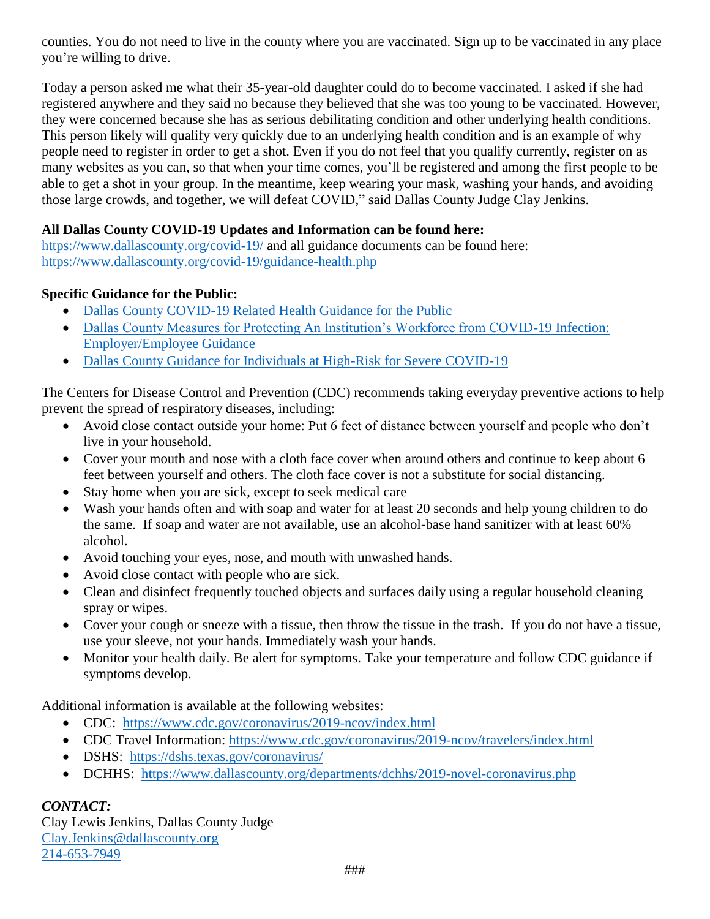counties. You do not need to live in the county where you are vaccinated. Sign up to be vaccinated in any place you're willing to drive.

Today a person asked me what their 35-year-old daughter could do to become vaccinated. I asked if she had registered anywhere and they said no because they believed that she was too young to be vaccinated. However, they were concerned because she has as serious debilitating condition and other underlying health conditions. This person likely will qualify very quickly due to an underlying health condition and is an example of why people need to register in order to get a shot. Even if you do not feel that you qualify currently, register on as many websites as you can, so that when your time comes, you'll be registered and among the first people to be able to get a shot in your group. In the meantime, keep wearing your mask, washing your hands, and avoiding those large crowds, and together, we will defeat COVID," said Dallas County Judge Clay Jenkins.

**All Dallas County COVID-19 Updates and Information can be found here:**
https://www.dallascounty.org/covid-19/ and all guidance documents can be found here: https://www.dallascounty.org/covid-19/guidance-health.php

**Specific Guidance for the Public:**

- Dallas County COVID-19 Related Health Guidance for the Public
- Dallas County Measures for Protecting An Institution's Workforce from COVID-19 Infection: Employer/Employee Guidance
- Dallas County Guidance for Individuals at High-Risk for Severe COVID-19

The Centers for Disease Control and Prevention (CDC) recommends taking everyday preventive actions to help prevent the spread of respiratory diseases, including:

- Avoid close contact outside your home: Put 6 feet of distance between yourself and people who don't live in your household.
- Cover your mouth and nose with a cloth face cover when around others and continue to keep about 6 feet between yourself and others. The cloth face cover is not a substitute for social distancing.
- Stay home when you are sick, except to seek medical care
- Wash your hands often and with soap and water for at least 20 seconds and help young children to do the same. If soap and water are not available, use an alcohol-base hand sanitizer with at least 60% alcohol.
- Avoid touching your eyes, nose, and mouth with unwashed hands.
- Avoid close contact with people who are sick.
- Clean and disinfect frequently touched objects and surfaces daily using a regular household cleaning spray or wipes.
- Cover your cough or sneeze with a tissue, then throw the tissue in the trash. If you do not have a tissue, use your sleeve, not your hands. Immediately wash your hands.
- Monitor your health daily. Be alert for symptoms. Take your temperature and follow CDC guidance if symptoms develop.

Additional information is available at the following websites:

- CDC: https://www.cdc.gov/coronavirus/2019-ncov/index.html
- CDC Travel Information: https://www.cdc.gov/coronavirus/2019-ncov/travelers/index.html
- DSHS: https://dshs.texas.gov/coronavirus/
- DCHHS: https://www.dallascounty.org/departments/dchhs/2019-novel-coronavirus.php

***CONTACT:***
Clay Lewis Jenkins, Dallas County Judge
Clay.Jenkins@dallascounty.org
214-653-7949

###